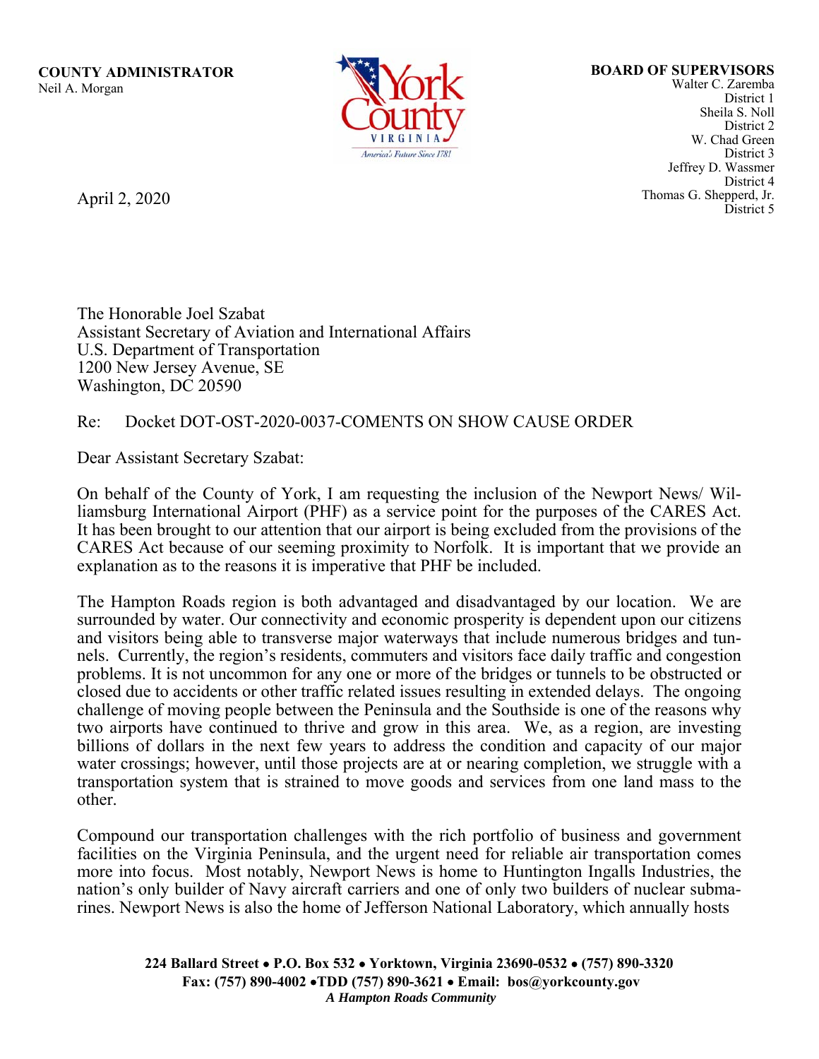**COUNTY ADMINISTRATOR**
Neil A. Morgan

**BOARD OF SUPERVISORS**
Walter C. Zaremba
District 1
Sheila S. Noll
District 2
W. Chad Green
District 3
Jeffrey D. Wassmer
District 4
Thomas G. Shepperd, Jr.
District 5

April 2, 2020

The Honorable Joel Szabat
Assistant Secretary of Aviation and International Affairs
U.S. Department of Transportation
1200 New Jersey Avenue, SE
Washington, DC 20590

Re: Docket DOT-OST-2020-0037-COMENTS ON SHOW CAUSE ORDER

Dear Assistant Secretary Szabat:

On behalf of the County of York, I am requesting the inclusion of the Newport News/ Williamsburg International Airport (PHF) as a service point for the purposes of the CARES Act. It has been brought to our attention that our airport is being excluded from the provisions of the CARES Act because of our seeming proximity to Norfolk. It is important that we provide an explanation as to the reasons it is imperative that PHF be included.

The Hampton Roads region is both advantaged and disadvantaged by our location. We are surrounded by water. Our connectivity and economic prosperity is dependent upon our citizens and visitors being able to transverse major waterways that include numerous bridges and tunnels. Currently, the region's residents, commuters and visitors face daily traffic and congestion problems. It is not uncommon for any one or more of the bridges or tunnels to be obstructed or closed due to accidents or other traffic related issues resulting in extended delays. The ongoing challenge of moving people between the Peninsula and the Southside is one of the reasons why two airports have continued to thrive and grow in this area. We, as a region, are investing billions of dollars in the next few years to address the condition and capacity of our major water crossings; however, until those projects are at or nearing completion, we struggle with a transportation system that is strained to move goods and services from one land mass to the other.

Compound our transportation challenges with the rich portfolio of business and government facilities on the Virginia Peninsula, and the urgent need for reliable air transportation comes more into focus. Most notably, Newport News is home to Huntington Ingalls Industries, the nation's only builder of Navy aircraft carriers and one of only two builders of nuclear submarines. Newport News is also the home of Jefferson National Laboratory, which annually hosts

**224 Ballard Street • P.O. Box 532 • Yorktown, Virginia 23690-0532 • (757) 890-3320**
**Fax: (757) 890-4002 •TDD (757) 890-3621 • Email: bos@yorkcounty.gov**
***A Hampton Roads Community***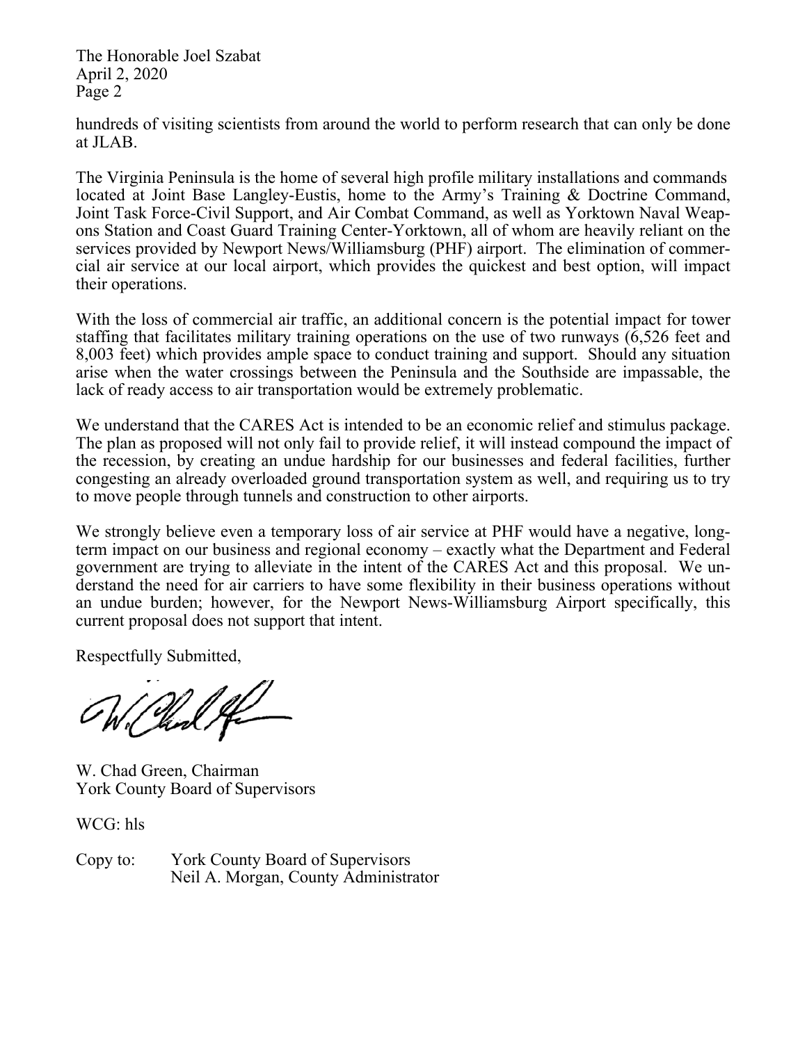hundreds of visiting scientists from around the world to perform research that can only be done at JLAB.

The Virginia Peninsula is the home of several high profile military installations and commands located at Joint Base Langley-Eustis, home to the Army's Training & Doctrine Command, Joint Task Force-Civil Support, and Air Combat Command, as well as Yorktown Naval Weapons Station and Coast Guard Training Center-Yorktown, all of whom are heavily reliant on the services provided by Newport News/Williamsburg (PHF) airport. The elimination of commercial air service at our local airport, which provides the quickest and best option, will impact their operations.

With the loss of commercial air traffic, an additional concern is the potential impact for tower staffing that facilitates military training operations on the use of two runways (6,526 feet and 8,003 feet) which provides ample space to conduct training and support. Should any situation arise when the water crossings between the Peninsula and the Southside are impassable, the lack of ready access to air transportation would be extremely problematic.

We understand that the CARES Act is intended to be an economic relief and stimulus package. The plan as proposed will not only fail to provide relief, it will instead compound the impact of the recession, by creating an undue hardship for our businesses and federal facilities, further congesting an already overloaded ground transportation system as well, and requiring us to try to move people through tunnels and construction to other airports.

We strongly believe even a temporary loss of air service at PHF would have a negative, long-term impact on our business and regional economy – exactly what the Department and Federal government are trying to alleviate in the intent of the CARES Act and this proposal. We understand the need for air carriers to have some flexibility in their business operations without an undue burden; however, for the Newport News-Williamsburg Airport specifically, this current proposal does not support that intent.

Respectfully Submitted,

W. Chad Green, Chairman
York County Board of Supervisors

WCG: hls

Copy to: York County Board of Supervisors
Neil A. Morgan, County Administrator